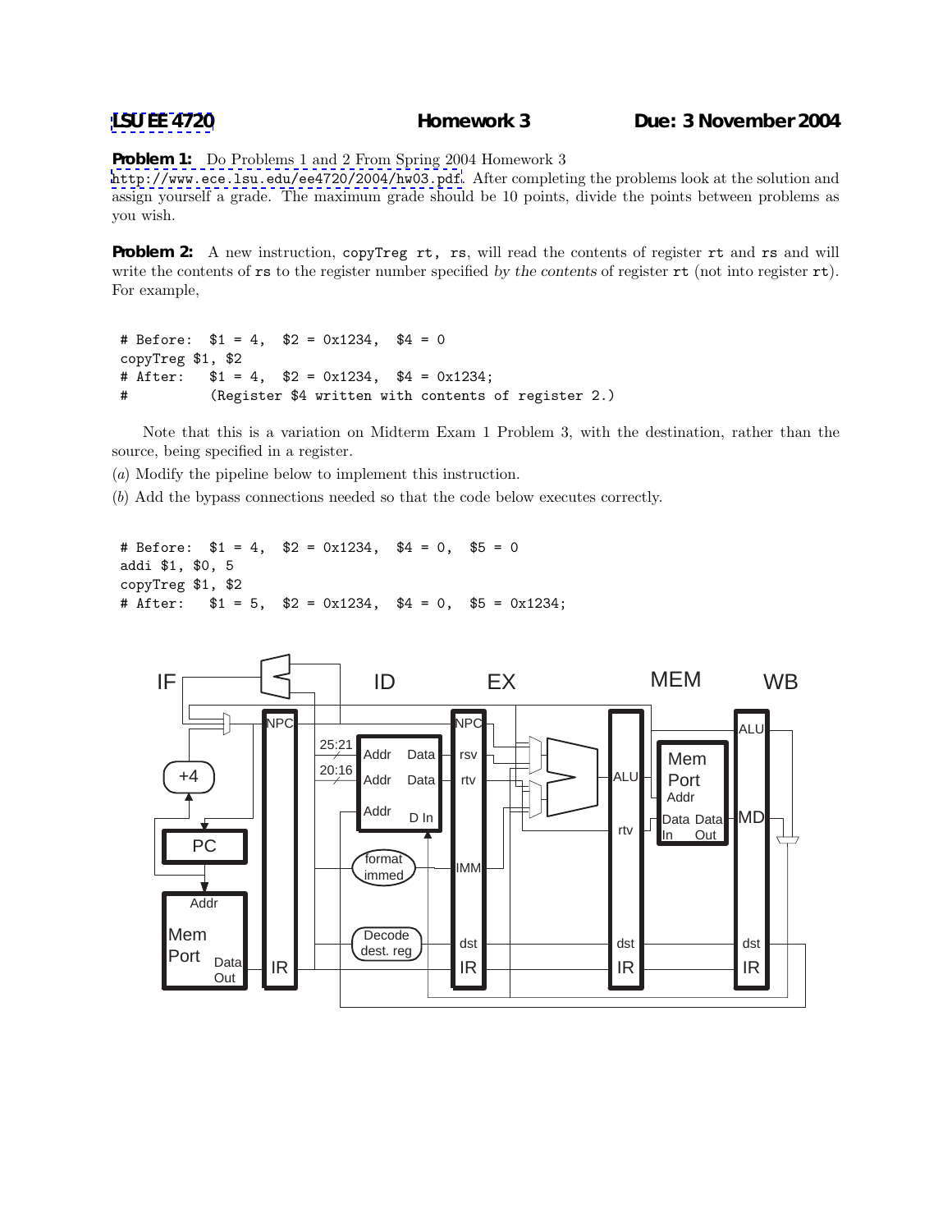**LSU EE 4720** **Homework 3** **Due: 3 November 2004**

**Problem 1:** Do Problems 1 and 2 From Spring 2004 Homework 3 http://www.ece.lsu.edu/ee4720/2004/hw03.pdf. After completing the problems look at the solution and assign yourself a grade. The maximum grade should be 10 points, divide the points between problems as you wish.

**Problem 2:** A new instruction, `copyTreg rt, rs`, will read the contents of register `rt` and `rs` and will write the contents of `rs` to the register number specified *by the contents* of register `rt` (not into register `rt`). For example,

```
# Before:  $1 = 4,  $2 = 0x1234,  $4 = 0
copyTreg $1, $2
# After:   $1 = 4,  $2 = 0x1234,  $4 = 0x1234;
#          (Register $4 written with contents of register 2.)
```

Note that this is a variation on Midterm Exam 1 Problem 3, with the destination, rather than the source, being specified in a register.

(*a*) Modify the pipeline below to implement this instruction.

(*b*) Add the bypass connections needed so that the code below executes correctly.

```
# Before:  $1 = 4,  $2 = 0x1234,  $4 = 0,  $5 = 0
addi $1, $0, 5
copyTreg $1, $2
# After:   $1 = 5,  $2 = 0x1234,  $4 = 0,  $5 = 0x1234;
```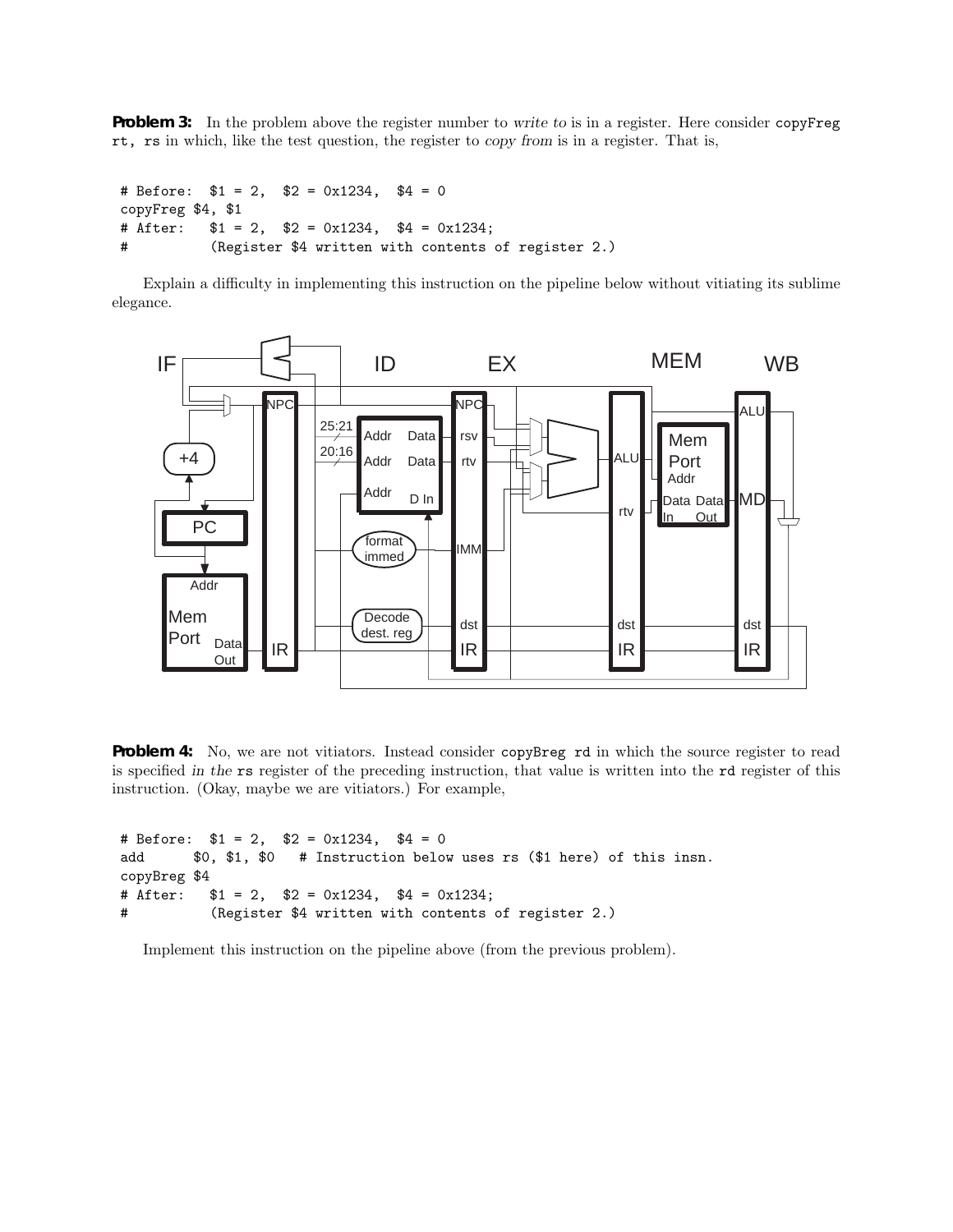**Problem 3:** In the problem above the register number to *write to* is in a register. Here consider `copyFreg rt, rs` in which, like the test question, the register to *copy from* is in a register. That is,

```
# Before:  $1 = 2,  $2 = 0x1234,  $4 = 0
copyFreg $4, $1
# After:   $1 = 2,  $2 = 0x1234,  $4 = 0x1234;
#          (Register $4 written with contents of register 2.)
```

Explain a difficulty in implementing this instruction on the pipeline below without vitiating its sublime elegance.

IF
ID
EX
MEM
WB
NPC
NPC
25:21
20:16
Addr
Data
Addr
Data
Addr
D In
rsv
rtv
+4
PC
format
immed
IMM
Addr
Mem
Port
Data
Out
IR
Decode
dest. reg
dst
IR
ALU
rtv
dst
IR
Mem
Port
Addr
Data
In
Data
Out
ALU
MD
dst
IR

**Problem 4:** No, we are not vitiators. Instead consider `copyBreg rd` in which the source register to read is specified *in the* `rs` register of the preceding instruction, that value is written into the `rd` register of this instruction. (Okay, maybe we are vitiators.) For example,

```
# Before:  $1 = 2,  $2 = 0x1234,  $4 = 0
add      $0, $1, $0   # Instruction below uses rs ($1 here) of this insn.
copyBreg $4
# After:   $1 = 2,  $2 = 0x1234,  $4 = 0x1234;
#          (Register $4 written with contents of register 2.)
```

Implement this instruction on the pipeline above (from the previous problem).